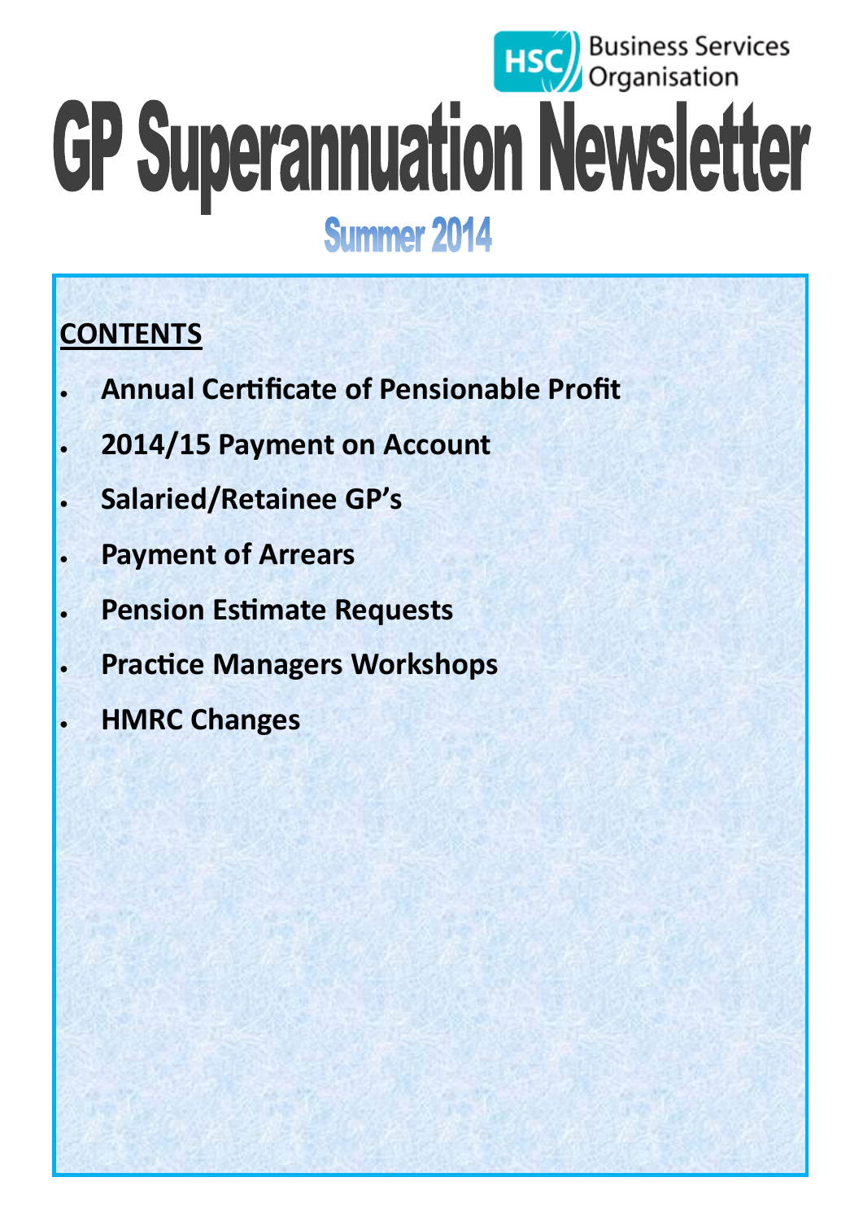HSC Business Services Organisation

# GP Superannuation Newsletter

## Summer 2014

**CONTENTS**

- **Annual Certificate of Pensionable Profit**
- **2014/15 Payment on Account**
- **Salaried/Retainee GP's**
- **Payment of Arrears**
- **Pension Estimate Requests**
- **Practice Managers Workshops**
- **HMRC Changes**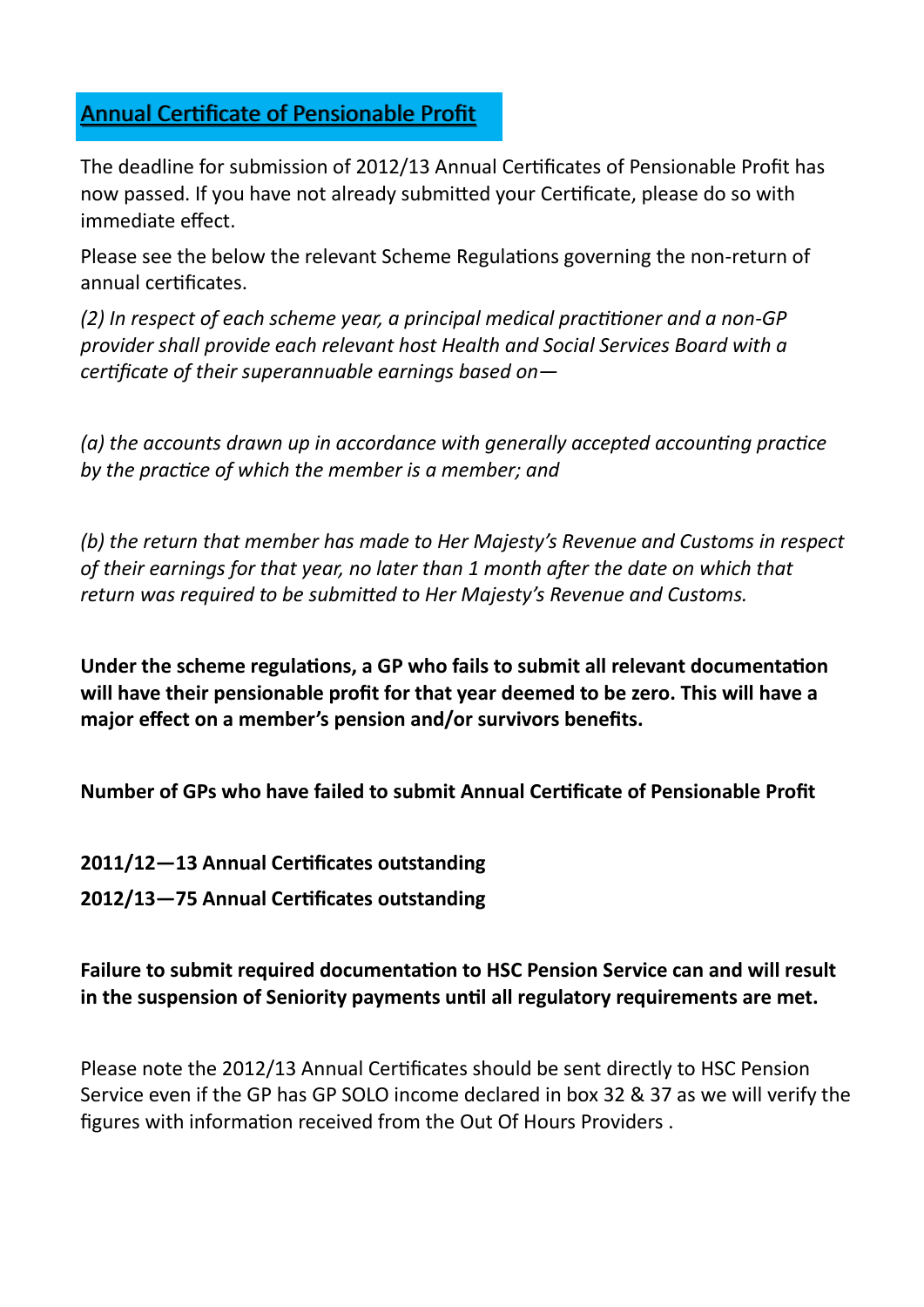## Annual Certificate of Pensionable Profit

The deadline for submission of 2012/13 Annual Certificates of Pensionable Profit has now passed. If you have not already submitted your Certificate, please do so with immediate effect.

Please see the below the relevant Scheme Regulations governing the non-return of annual certificates.

*(2) In respect of each scheme year, a principal medical practitioner and a non-GP provider shall provide each relevant host Health and Social Services Board with a certificate of their superannuable earnings based on—*

*(a) the accounts drawn up in accordance with generally accepted accounting practice by the practice of which the member is a member; and*

*(b) the return that member has made to Her Majesty's Revenue and Customs in respect of their earnings for that year, no later than 1 month after the date on which that return was required to be submitted to Her Majesty's Revenue and Customs.*

**Under the scheme regulations, a GP who fails to submit all relevant documentation will have their pensionable profit for that year deemed to be zero. This will have a major effect on a member's pension and/or survivors benefits.**

**Number of GPs who have failed to submit Annual Certificate of Pensionable Profit**

**2011/12—13 Annual Certificates outstanding**

**2012/13—75 Annual Certificates outstanding**

**Failure to submit required documentation to HSC Pension Service can and will result in the suspension of Seniority payments until all regulatory requirements are met.**

Please note the 2012/13 Annual Certificates should be sent directly to HSC Pension Service even if the GP has GP SOLO income declared in box 32 & 37 as we will verify the figures with information received from the Out Of Hours Providers .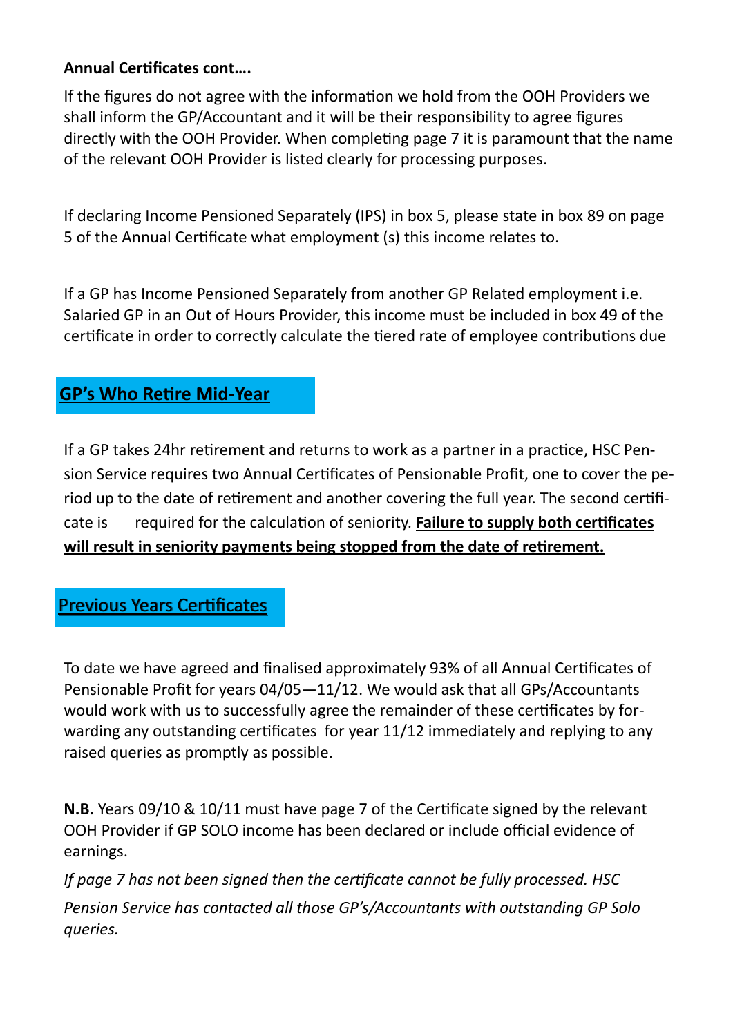**Annual Certificates cont….**

If the figures do not agree with the information we hold from the OOH Providers we shall inform the GP/Accountant and it will be their responsibility to agree figures directly with the OOH Provider. When completing page 7 it is paramount that the name of the relevant OOH Provider is listed clearly for processing purposes.

If declaring Income Pensioned Separately (IPS) in box 5, please state in box 89 on page 5 of the Annual Certificate what employment (s) this income relates to.

If a GP has Income Pensioned Separately from another GP Related employment i.e. Salaried GP in an Out of Hours Provider, this income must be included in box 49 of the certificate in order to correctly calculate the tiered rate of employee contributions due

## GP's Who Retire Mid-Year

If a GP takes 24hr retirement and returns to work as a partner in a practice, HSC Pension Service requires two Annual Certificates of Pensionable Profit, one to cover the period up to the date of retirement and another covering the full year. The second certificate is required for the calculation of seniority. **Failure to supply both certificates will result in seniority payments being stopped from the date of retirement.**

## Previous Years Certificates

To date we have agreed and finalised approximately 93% of all Annual Certificates of Pensionable Profit for years 04/05—11/12. We would ask that all GPs/Accountants would work with us to successfully agree the remainder of these certificates by forwarding any outstanding certificates for year 11/12 immediately and replying to any raised queries as promptly as possible.

**N.B.** Years 09/10 & 10/11 must have page 7 of the Certificate signed by the relevant OOH Provider if GP SOLO income has been declared or include official evidence of earnings.

*If page 7 has not been signed then the certificate cannot be fully processed. HSC Pension Service has contacted all those GP's/Accountants with outstanding GP Solo queries.*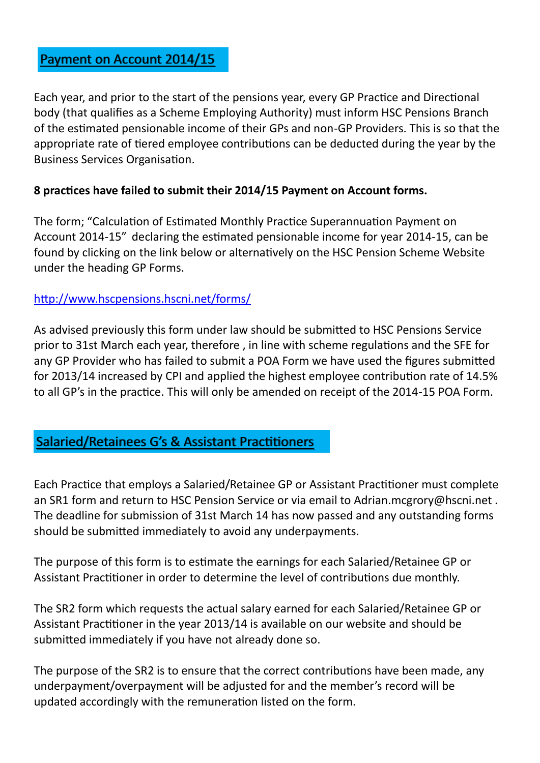## Payment on Account 2014/15

Each year, and prior to the start of the pensions year, every GP Practice and Directional body (that qualifies as a Scheme Employing Authority) must inform HSC Pensions Branch of the estimated pensionable income of their GPs and non-GP Providers. This is so that the appropriate rate of tiered employee contributions can be deducted during the year by the Business Services Organisation.

**8 practices have failed to submit their 2014/15 Payment on Account forms.**

The form; "Calculation of Estimated Monthly Practice Superannuation Payment on Account 2014-15" declaring the estimated pensionable income for year 2014-15, can be found by clicking on the link below or alternatively on the HSC Pension Scheme Website under the heading GP Forms.

http://www.hscpensions.hscni.net/forms/

As advised previously this form under law should be submitted to HSC Pensions Service prior to 31st March each year, therefore , in line with scheme regulations and the SFE for any GP Provider who has failed to submit a POA Form we have used the figures submitted for 2013/14 increased by CPI and applied the highest employee contribution rate of 14.5% to all GP's in the practice. This will only be amended on receipt of the 2014-15 POA Form.

## Salaried/Retainees G's & Assistant Practitioners

Each Practice that employs a Salaried/Retainee GP or Assistant Practitioner must complete an SR1 form and return to HSC Pension Service or via email to Adrian.mcgrory@hscni.net . The deadline for submission of 31st March 14 has now passed and any outstanding forms should be submitted immediately to avoid any underpayments.

The purpose of this form is to estimate the earnings for each Salaried/Retainee GP or Assistant Practitioner in order to determine the level of contributions due monthly.

The SR2 form which requests the actual salary earned for each Salaried/Retainee GP or Assistant Practitioner in the year 2013/14 is available on our website and should be submitted immediately if you have not already done so.

The purpose of the SR2 is to ensure that the correct contributions have been made, any underpayment/overpayment will be adjusted for and the member's record will be updated accordingly with the remuneration listed on the form.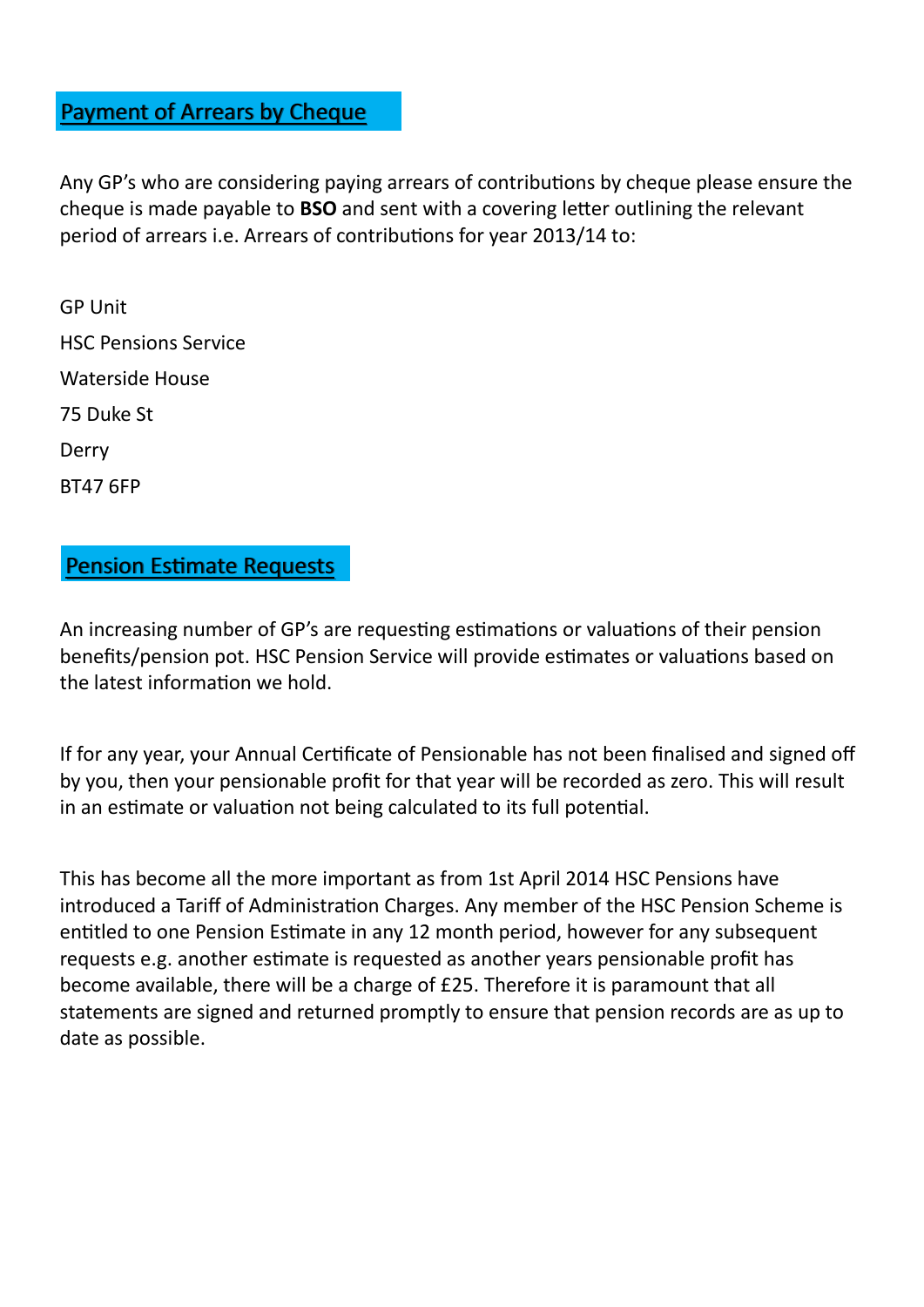## Payment of Arrears by Cheque

Any GP's who are considering paying arrears of contributions by cheque please ensure the cheque is made payable to **BSO** and sent with a covering letter outlining the relevant period of arrears i.e. Arrears of contributions for year 2013/14 to:

GP Unit
HSC Pensions Service
Waterside House
75 Duke St
Derry
BT47 6FP

## Pension Estimate Requests

An increasing number of GP's are requesting estimations or valuations of their pension benefits/pension pot. HSC Pension Service will provide estimates or valuations based on the latest information we hold.

If for any year, your Annual Certificate of Pensionable has not been finalised and signed off by you, then your pensionable profit for that year will be recorded as zero. This will result in an estimate or valuation not being calculated to its full potential.

This has become all the more important as from 1st April 2014 HSC Pensions have introduced a Tariff of Administration Charges. Any member of the HSC Pension Scheme is entitled to one Pension Estimate in any 12 month period, however for any subsequent requests e.g. another estimate is requested as another years pensionable profit has become available, there will be a charge of £25. Therefore it is paramount that all statements are signed and returned promptly to ensure that pension records are as up to date as possible.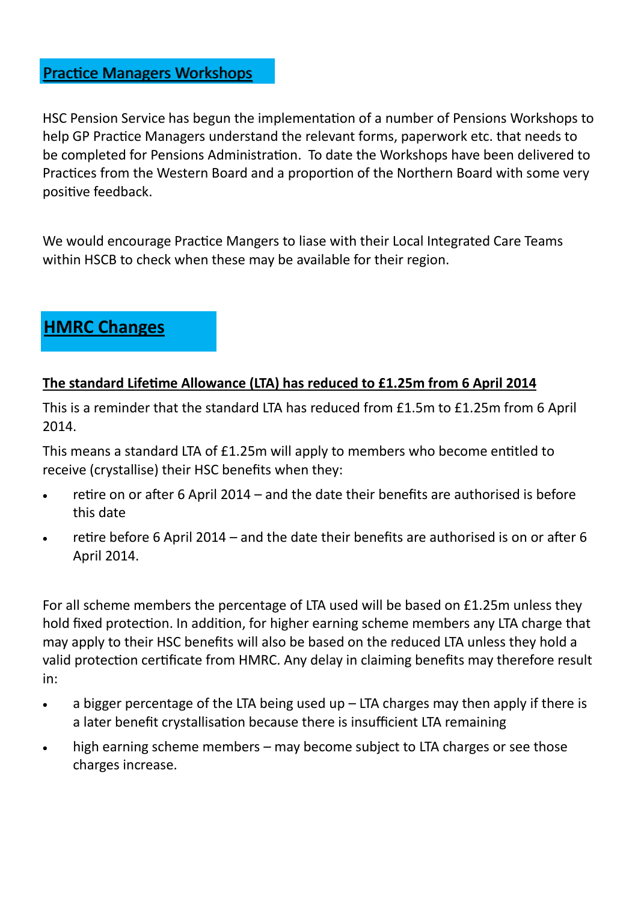## Practice Managers Workshops

HSC Pension Service has begun the implementation of a number of Pensions Workshops to help GP Practice Managers understand the relevant forms, paperwork etc. that needs to be completed for Pensions Administration. To date the Workshops have been delivered to Practices from the Western Board and a proportion of the Northern Board with some very positive feedback.

We would encourage Practice Mangers to liase with their Local Integrated Care Teams within HSCB to check when these may be available for their region.

## HMRC Changes

### The standard Lifetime Allowance (LTA) has reduced to £1.25m from 6 April 2014

This is a reminder that the standard LTA has reduced from £1.5m to £1.25m from 6 April 2014.

This means a standard LTA of £1.25m will apply to members who become entitled to receive (crystallise) their HSC benefits when they:

- retire on or after 6 April 2014 – and the date their benefits are authorised is before this date
- retire before 6 April 2014 – and the date their benefits are authorised is on or after 6 April 2014.

For all scheme members the percentage of LTA used will be based on £1.25m unless they hold fixed protection. In addition, for higher earning scheme members any LTA charge that may apply to their HSC benefits will also be based on the reduced LTA unless they hold a valid protection certificate from HMRC. Any delay in claiming benefits may therefore result in:

- a bigger percentage of the LTA being used up – LTA charges may then apply if there is a later benefit crystallisation because there is insufficient LTA remaining
- high earning scheme members – may become subject to LTA charges or see those charges increase.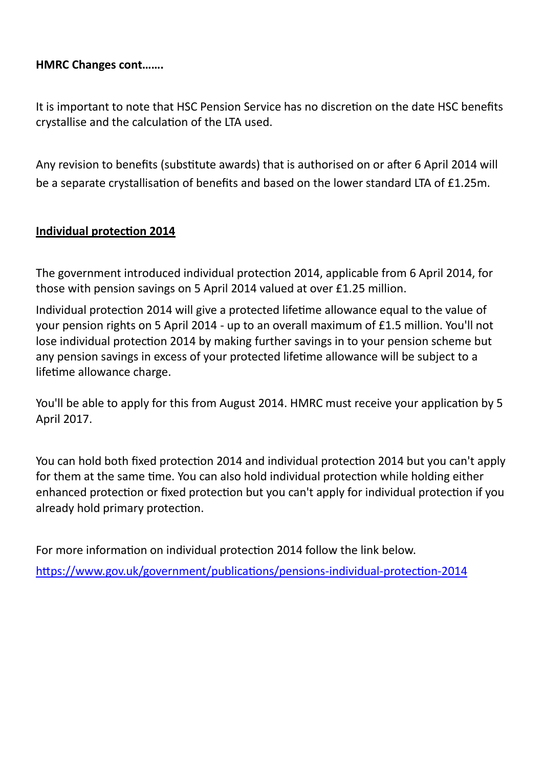**HMRC Changes cont…….**

It is important to note that HSC Pension Service has no discretion on the date HSC benefits crystallise and the calculation of the LTA used.

Any revision to benefits (substitute awards) that is authorised on or after 6 April 2014 will be a separate crystallisation of benefits and based on the lower standard LTA of £1.25m.

**<u>Individual protection 2014</u>**

The government introduced individual protection 2014, applicable from 6 April 2014, for those with pension savings on 5 April 2014 valued at over £1.25 million.

Individual protection 2014 will give a protected lifetime allowance equal to the value of your pension rights on 5 April 2014 - up to an overall maximum of £1.5 million. You'll not lose individual protection 2014 by making further savings in to your pension scheme but any pension savings in excess of your protected lifetime allowance will be subject to a lifetime allowance charge.

You'll be able to apply for this from August 2014. HMRC must receive your application by 5 April 2017.

You can hold both fixed protection 2014 and individual protection 2014 but you can't apply for them at the same time. You can also hold individual protection while holding either enhanced protection or fixed protection but you can't apply for individual protection if you already hold primary protection.

For more information on individual protection 2014 follow the link below.

https://www.gov.uk/government/publications/pensions-individual-protection-2014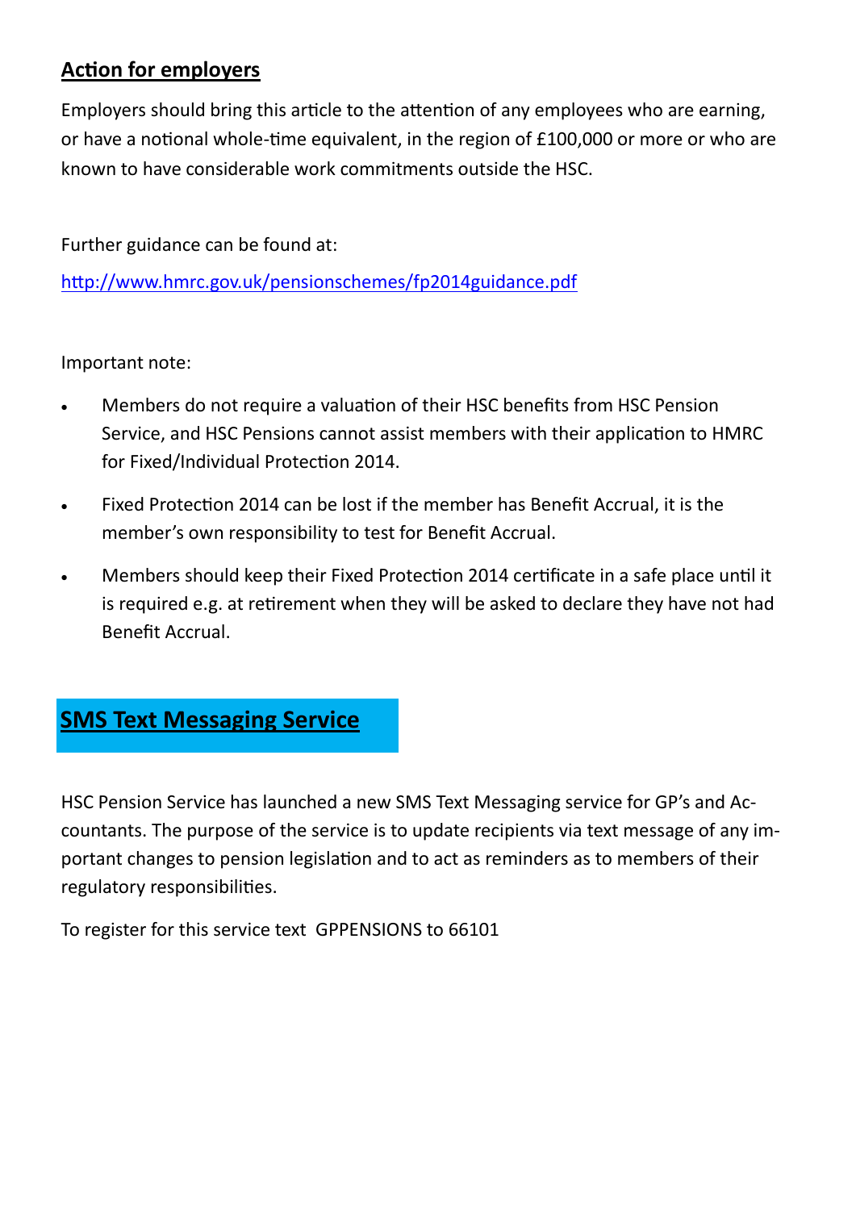## Action for employers

Employers should bring this article to the attention of any employees who are earning, or have a notional whole-time equivalent, in the region of £100,000 or more or who are known to have considerable work commitments outside the HSC.

Further guidance can be found at:

http://www.hmrc.gov.uk/pensionschemes/fp2014guidance.pdf

Important note:

- Members do not require a valuation of their HSC benefits from HSC Pension Service, and HSC Pensions cannot assist members with their application to HMRC for Fixed/Individual Protection 2014.
- Fixed Protection 2014 can be lost if the member has Benefit Accrual, it is the member's own responsibility to test for Benefit Accrual.
- Members should keep their Fixed Protection 2014 certificate in a safe place until it is required e.g. at retirement when they will be asked to declare they have not had Benefit Accrual.

## SMS Text Messaging Service

HSC Pension Service has launched a new SMS Text Messaging service for GP's and Accountants. The purpose of the service is to update recipients via text message of any important changes to pension legislation and to act as reminders as to members of their regulatory responsibilities.

To register for this service text GPPENSIONS to 66101